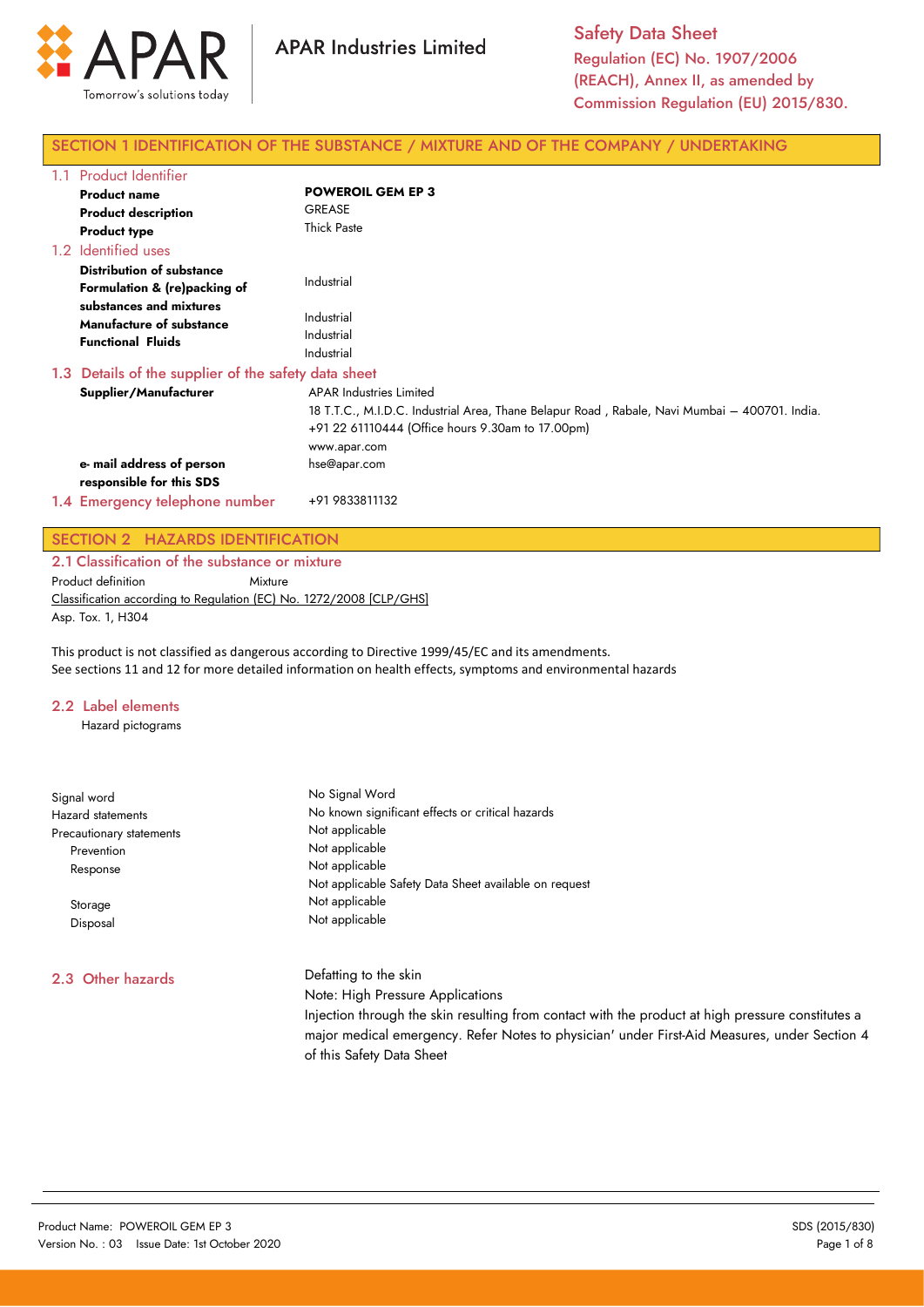APAR Industries Limited

Safety Data Sheet
Regulation (EC) No. 1907/2006 (REACH), Annex II, as amended by Commission Regulation (EU) 2015/830.

## SECTION 1 IDENTIFICATION OF THE SUBSTANCE / MIXTURE AND OF THE COMPANY / UNDERTAKING

### 1.1 Product Identifier

**Product name** **POWEROIL GEM EP 3**
**Product description** GREASE
**Product type** Thick Paste

### 1.2 Identified uses

**Distribution of substance** Industrial
**Formulation & (re)packing of substances and mixtures** Industrial
**Manufacture of substance** Industrial
**Functional Fluids** Industrial

### 1.3 Details of the supplier of the safety data sheet

**Supplier/Manufacturer**
APAR Industries Limited
18 T.T.C., M.I.D.C. Industrial Area, Thane Belapur Road , Rabale, Navi Mumbai – 400701. India.
+91 22 61110444 (Office hours 9.30am to 17.00pm)
www.apar.com

**e- mail address of person responsible for this SDS** hse@apar.com

### 1.4 Emergency telephone number

+91 9833811132

## SECTION 2 HAZARDS IDENTIFICATION

### 2.1 Classification of the substance or mixture

Product definition Mixture

Classification according to Regulation (EC) No. 1272/2008 [CLP/GHS]

Asp. Tox. 1, H304

This product is not classified as dangerous according to Directive 1999/45/EC and its amendments.
See sections 11 and 12 for more detailed information on health effects, symptoms and environmental hazards

### 2.2 Label elements

Hazard pictograms

| | |
|---|---|
| Signal word | No Signal Word |
| Hazard statements | No known significant effects or critical hazards |
| Precautionary statements | Not applicable |
| Prevention | Not applicable |
| Response | Not applicable<br>Not applicable Safety Data Sheet available on request |
| Storage | Not applicable |
| Disposal | Not applicable |

### 2.3 Other hazards

Defatting to the skin

Note: High Pressure Applications

Injection through the skin resulting from contact with the product at high pressure constitutes a major medical emergency. Refer Notes to physician' under First-Aid Measures, under Section 4 of this Safety Data Sheet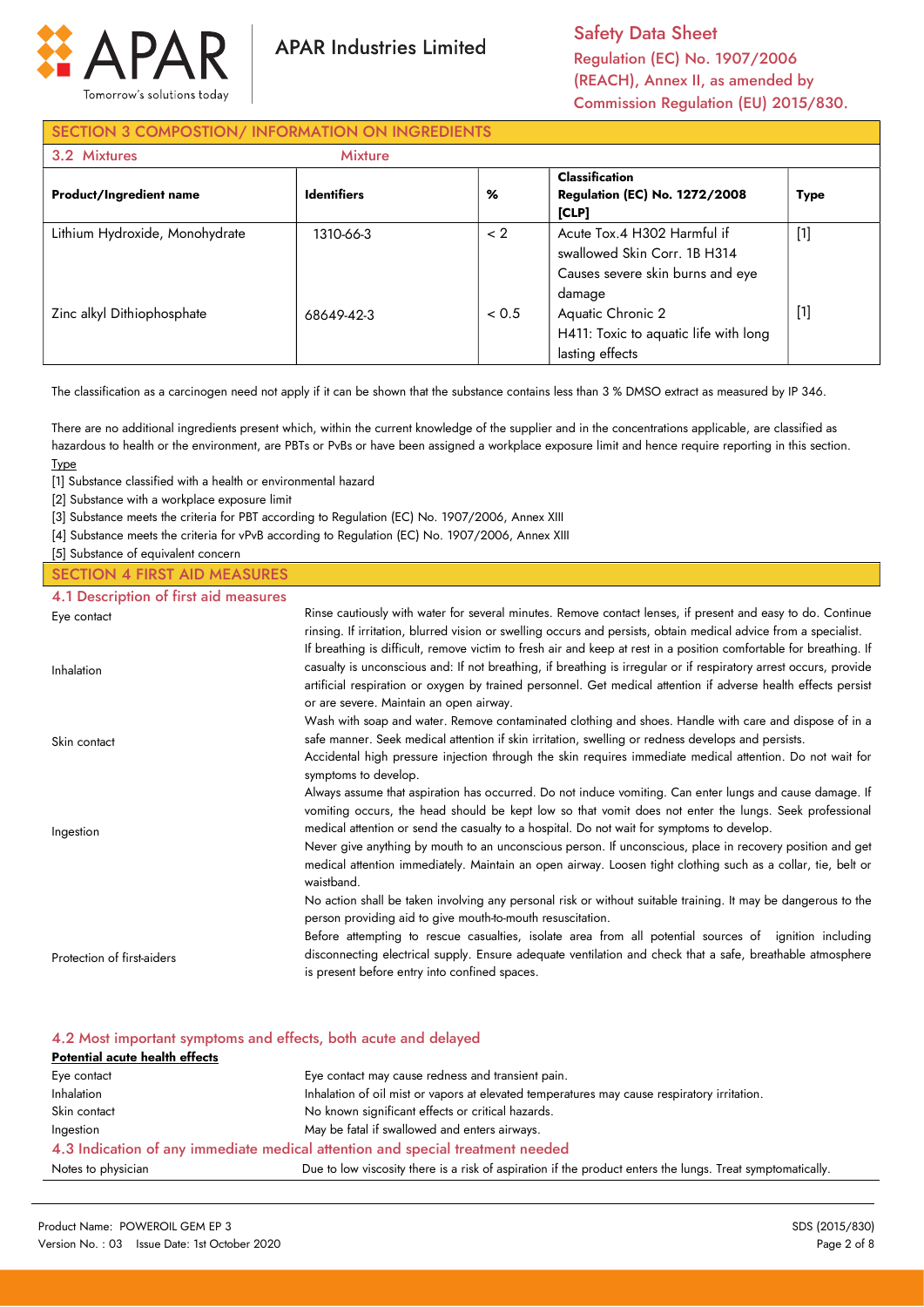## SECTION 3 COMPOSTION/ INFORMATION ON INGREDIENTS

**3.2 Mixtures** Mixture

| Product/Ingredient name | Identifiers | % | Classification Regulation (EC) No. 1272/2008 [CLP] | Type |
|---|---|---|---|---|
| Lithium Hydroxide, Monohydrate | 1310-66-3 | < 2 | Acute Tox.4 H302 Harmful if swallowed Skin Corr. 1B H314 Causes severe skin burns and eye damage | [1] |
| Zinc alkyl Dithiophosphate | 68649-42-3 | < 0.5 | Aquatic Chronic 2 H411: Toxic to aquatic life with long lasting effects | [1] |

The classification as a carcinogen need not apply if it can be shown that the substance contains less than 3 % DMSO extract as measured by IP 346.

There are no additional ingredients present which, within the current knowledge of the supplier and in the concentrations applicable, are classified as hazardous to health or the environment, are PBTs or PvBs or have been assigned a workplace exposure limit and hence require reporting in this section.

Type

[1] Substance classified with a health or environmental hazard

[2] Substance with a workplace exposure limit

[3] Substance meets the criteria for PBT according to Regulation (EC) No. 1907/2006, Annex XIII

[4] Substance meets the criteria for vPvB according to Regulation (EC) No. 1907/2006, Annex XIII

[5] Substance of equivalent concern

## SECTION 4 FIRST AID MEASURES

### 4.1 Description of first aid measures

**Eye contact**

Rinse cautiously with water for several minutes. Remove contact lenses, if present and easy to do. Continue rinsing. If irritation, blurred vision or swelling occurs and persists, obtain medical advice from a specialist.

**Inhalation**

If breathing is difficult, remove victim to fresh air and keep at rest in a position comfortable for breathing. If casualty is unconscious and: If not breathing, if breathing is irregular or if respiratory arrest occurs, provide artificial respiration or oxygen by trained personnel. Get medical attention if adverse health effects persist or are severe. Maintain an open airway.

**Skin contact**

Wash with soap and water. Remove contaminated clothing and shoes. Handle with care and dispose of in a safe manner. Seek medical attention if skin irritation, swelling or redness develops and persists.

Accidental high pressure injection through the skin requires immediate medical attention. Do not wait for symptoms to develop.

**Ingestion**

Always assume that aspiration has occurred. Do not induce vomiting. Can enter lungs and cause damage. If vomiting occurs, the head should be kept low so that vomit does not enter the lungs. Seek professional medical attention or send the casualty to a hospital. Do not wait for symptoms to develop.

Never give anything by mouth to an unconscious person. If unconscious, place in recovery position and get medical attention immediately. Maintain an open airway. Loosen tight clothing such as a collar, tie, belt or waistband.

**Protection of first-aiders**

No action shall be taken involving any personal risk or without suitable training. It may be dangerous to the person providing aid to give mouth-to-mouth resuscitation.

Before attempting to rescue casualties, isolate area from all potential sources of ignition including disconnecting electrical supply. Ensure adequate ventilation and check that a safe, breathable atmosphere is present before entry into confined spaces.

### 4.2 Most important symptoms and effects, both acute and delayed

**Potential acute health effects**

| | |
|---|---|
| Eye contact | Eye contact may cause redness and transient pain. |
| Inhalation | Inhalation of oil mist or vapors at elevated temperatures may cause respiratory irritation. |
| Skin contact | No known significant effects or critical hazards. |
| Ingestion | May be fatal if swallowed and enters airways. |

### 4.3 Indication of any immediate medical attention and special treatment needed

| | |
|---|---|
| Notes to physician | Due to low viscosity there is a risk of aspiration if the product enters the lungs. Treat symptomatically. |

Product Name: POWEROIL GEM EP 3
Version No. : 03 Issue Date: 1st October 2020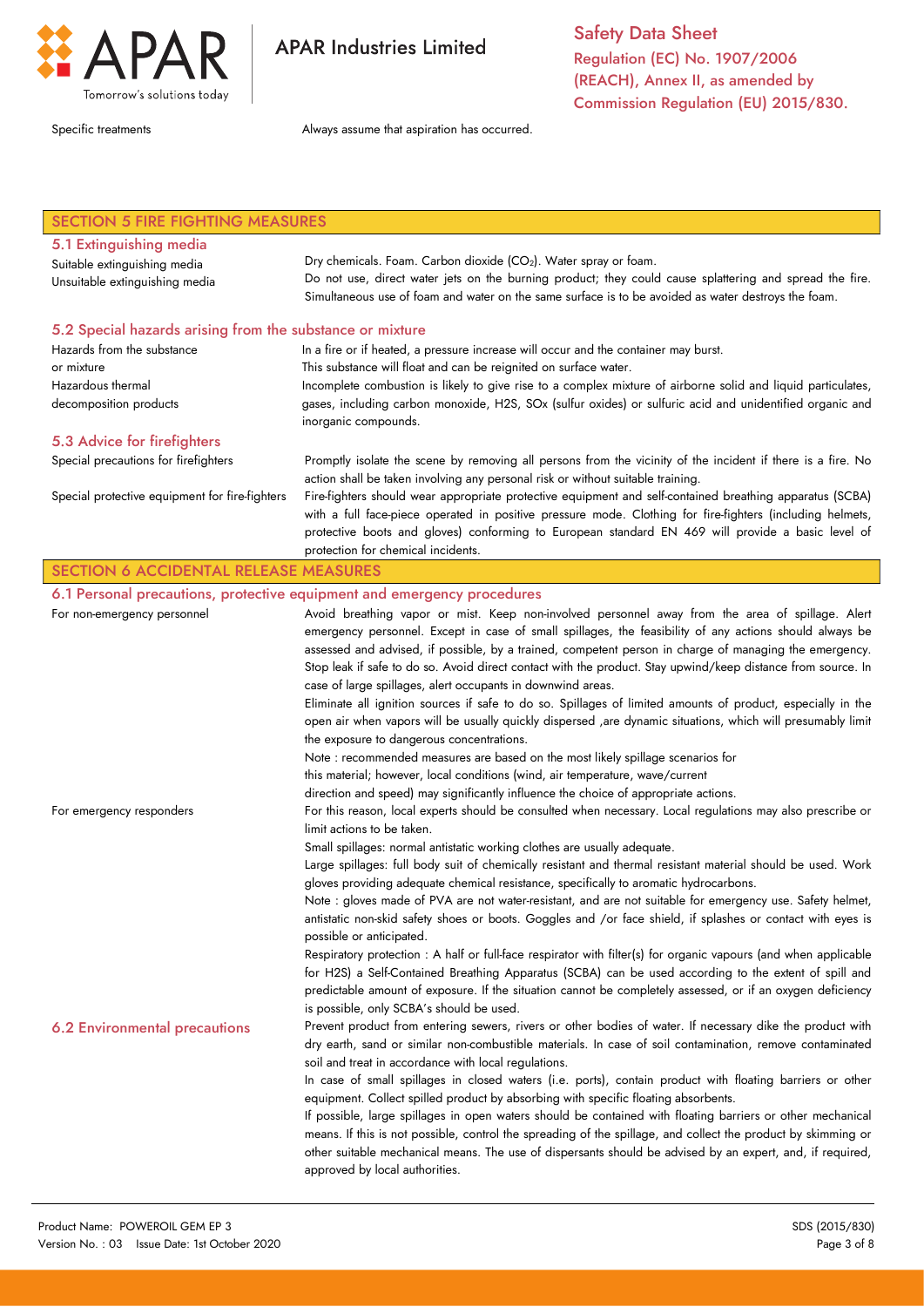Specific treatments — Always assume that aspiration has occurred.

## SECTION 5 FIRE FIGHTING MEASURES

### 5.1 Extinguishing media

| | |
|---|---|
| Suitable extinguishing media | Dry chemicals. Foam. Carbon dioxide ($CO_2$). Water spray or foam. |
| Unsuitable extinguishing media | Do not use, direct water jets on the burning product; they could cause splattering and spread the fire. Simultaneous use of foam and water on the same surface is to be avoided as water destroys the foam. |

### 5.2 Special hazards arising from the substance or mixture

| | |
|---|---|
| Hazards from the substance or mixture | In a fire or if heated, a pressure increase will occur and the container may burst. This substance will float and can be reignited on surface water. |
| Hazardous thermal decomposition products | Incomplete combustion is likely to give rise to a complex mixture of airborne solid and liquid particulates, gases, including carbon monoxide, H2S, SOx (sulfur oxides) or sulfuric acid and unidentified organic and inorganic compounds. |

### 5.3 Advice for firefighters

| | |
|---|---|
| Special precautions for firefighters | Promptly isolate the scene by removing all persons from the vicinity of the incident if there is a fire. No action shall be taken involving any personal risk or without suitable training. |
| Special protective equipment for fire-fighters | Fire-fighters should wear appropriate protective equipment and self-contained breathing apparatus (SCBA) with a full face-piece operated in positive pressure mode. Clothing for fire-fighters (including helmets, protective boots and gloves) conforming to European standard EN 469 will provide a basic level of protection for chemical incidents. |

## SECTION 6 ACCIDENTAL RELEASE MEASURES

### 6.1 Personal precautions, protective equipment and emergency procedures

**For non-emergency personnel**

Avoid breathing vapor or mist. Keep non-involved personnel away from the area of spillage. Alert emergency personnel. Except in case of small spillages, the feasibility of any actions should always be assessed and advised, if possible, by a trained, competent person in charge of managing the emergency. Stop leak if safe to do so. Avoid direct contact with the product. Stay upwind/keep distance from source. In case of large spillages, alert occupants in downwind areas.

Eliminate all ignition sources if safe to do so. Spillages of limited amounts of product, especially in the open air when vapors will be usually quickly dispersed ,are dynamic situations, which will presumably limit the exposure to dangerous concentrations.

Note : recommended measures are based on the most likely spillage scenarios for this material; however, local conditions (wind, air temperature, wave/current direction and speed) may significantly influence the choice of appropriate actions.

**For emergency responders**

For this reason, local experts should be consulted when necessary. Local regulations may also prescribe or limit actions to be taken.

Small spillages: normal antistatic working clothes are usually adequate.

Large spillages: full body suit of chemically resistant and thermal resistant material should be used. Work gloves providing adequate chemical resistance, specifically to aromatic hydrocarbons.

Note : gloves made of PVA are not water-resistant, and are not suitable for emergency use. Safety helmet, antistatic non-skid safety shoes or boots. Goggles and /or face shield, if splashes or contact with eyes is possible or anticipated.

Respiratory protection : A half or full-face respirator with filter(s) for organic vapours (and when applicable for H2S) a Self-Contained Breathing Apparatus (SCBA) can be used according to the extent of spill and predictable amount of exposure. If the situation cannot be completely assessed, or if an oxygen deficiency is possible, only SCBA's should be used.

### 6.2 Environmental precautions

Prevent product from entering sewers, rivers or other bodies of water. If necessary dike the product with dry earth, sand or similar non-combustible materials. In case of soil contamination, remove contaminated soil and treat in accordance with local regulations.

In case of small spillages in closed waters (i.e. ports), contain product with floating barriers or other equipment. Collect spilled product by absorbing with specific floating absorbents.

If possible, large spillages in open waters should be contained with floating barriers or other mechanical means. If this is not possible, control the spreading of the spillage, and collect the product by skimming or other suitable mechanical means. The use of dispersants should be advised by an expert, and, if required, approved by local authorities.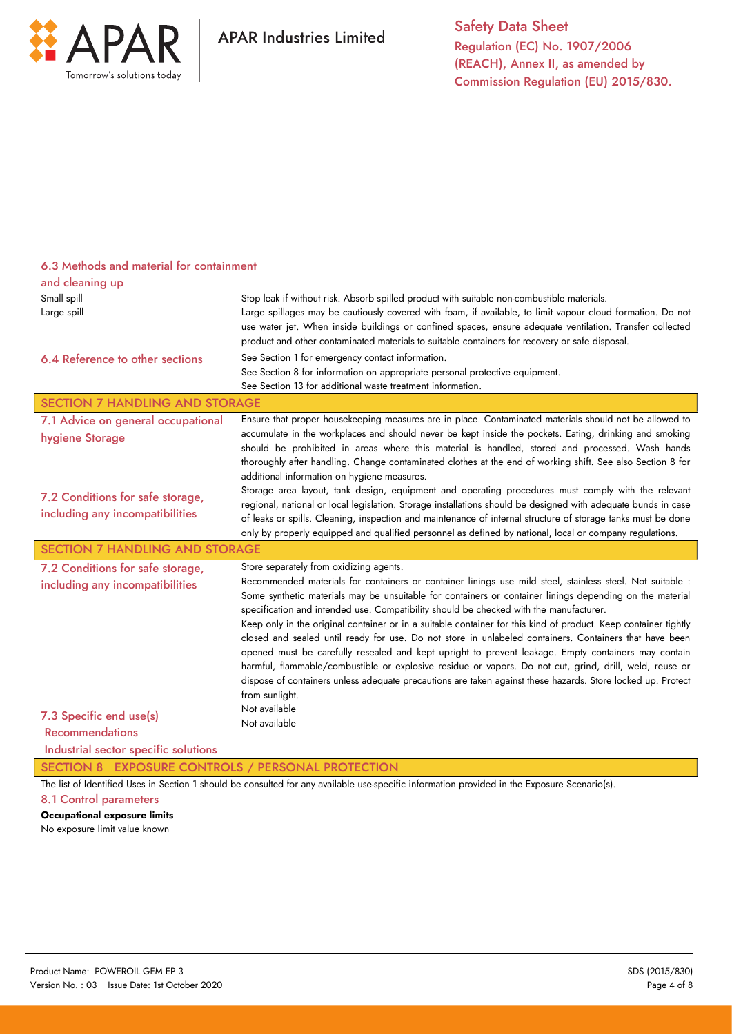## 6.3 Methods and material for containment and cleaning up

| | |
|---|---|
| Small spill | Stop leak if without risk. Absorb spilled product with suitable non-combustible materials. |
| Large spill | Large spillages may be cautiously covered with foam, if available, to limit vapour cloud formation. Do not use water jet. When inside buildings or confined spaces, ensure adequate ventilation. Transfer collected product and other contaminated materials to suitable containers for recovery or safe disposal. |

## 6.4 Reference to other sections

See Section 1 for emergency contact information.
See Section 8 for information on appropriate personal protective equipment.
See Section 13 for additional waste treatment information.

# SECTION 7 HANDLING AND STORAGE

## 7.1 Advice on general occupational hygiene Storage

Ensure that proper housekeeping measures are in place. Contaminated materials should not be allowed to accumulate in the workplaces and should never be kept inside the pockets. Eating, drinking and smoking should be prohibited in areas where this material is handled, stored and processed. Wash hands thoroughly after handling. Change contaminated clothes at the end of working shift. See also Section 8 for additional information on hygiene measures.

## 7.2 Conditions for safe storage, including any incompatibilities

Storage area layout, tank design, equipment and operating procedures must comply with the relevant regional, national or local legislation. Storage installations should be designed with adequate bunds in case of leaks or spills. Cleaning, inspection and maintenance of internal structure of storage tanks must be done only by properly equipped and qualified personnel as defined by national, local or company regulations.

# SECTION 7 HANDLING AND STORAGE

## 7.2 Conditions for safe storage, including any incompatibilities

Store separately from oxidizing agents.
Recommended materials for containers or container linings use mild steel, stainless steel. Not suitable : Some synthetic materials may be unsuitable for containers or container linings depending on the material specification and intended use. Compatibility should be checked with the manufacturer.
Keep only in the original container or in a suitable container for this kind of product. Keep container tightly closed and sealed until ready for use. Do not store in unlabeled containers. Containers that have been opened must be carefully resealed and kept upright to prevent leakage. Empty containers may contain harmful, flammable/combustible or explosive residue or vapors. Do not cut, grind, drill, weld, reuse or dispose of containers unless adequate precautions are taken against these hazards. Store locked up. Protect from sunlight.

## 7.3 Specific end use(s)

| | |
|---|---|
| Recommendations | Not available |
| Industrial sector specific solutions | Not available |

# SECTION 8 EXPOSURE CONTROLS / PERSONAL PROTECTION

The list of Identified Uses in Section 1 should be consulted for any available use-specific information provided in the Exposure Scenario(s).

## 8.1 Control parameters

**Occupational exposure limits**

No exposure limit value known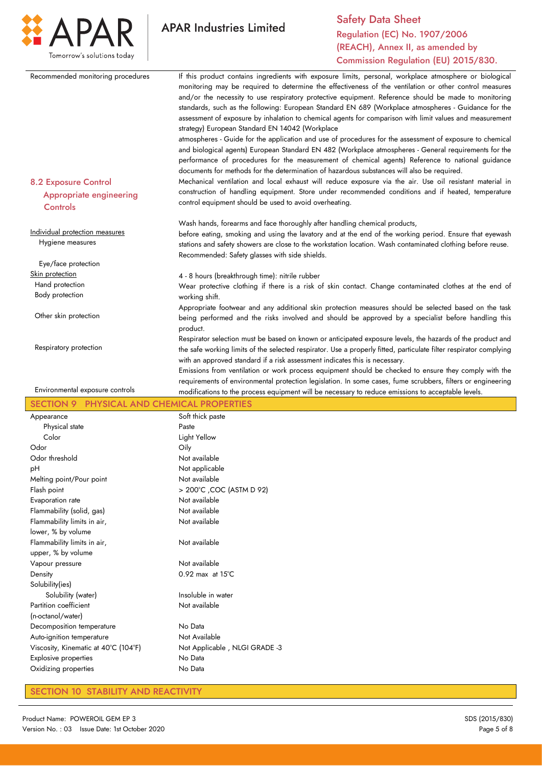| | |
|---|---|
| Recommended monitoring procedures | If this product contains ingredients with exposure limits, personal, workplace atmosphere or biological monitoring may be required to determine the effectiveness of the ventilation or other control measures and/or the necessity to use respiratory protective equipment. Reference should be made to monitoring standards, such as the following: European Standard EN 689 (Workplace atmospheres - Guidance for the assessment of exposure by inhalation to chemical agents for comparison with limit values and measurement strategy) European Standard EN 14042 (Workplace atmospheres - Guide for the application and use of procedures for the assessment of exposure to chemical and biological agents) European Standard EN 482 (Workplace atmospheres - General requirements for the performance of procedures for the measurement of chemical agents) Reference to national guidance documents for methods for the determination of hazardous substances will also be required. |

## 8.2 Exposure Control

| | |
|---|---|
| **Appropriate engineering Controls** | Mechanical ventilation and local exhaust will reduce exposure via the air. Use oil resistant material in construction of handling equipment. Store under recommended conditions and if heated, temperature control equipment should be used to avoid overheating. |
| Individual protection measures | |
| Hygiene measures | Wash hands, forearms and face thoroughly after handling chemical products, before eating, smoking and using the lavatory and at the end of the working period. Ensure that eyewash stations and safety showers are close to the workstation location. Wash contaminated clothing before reuse. |
| Eye/face protection | Recommended: Safety glasses with side shields. |
| Skin protection | |
| Hand protection | 4 - 8 hours (breakthrough time): nitrile rubber |
| Body protection | Wear protective clothing if there is a risk of skin contact. Change contaminated clothes at the end of working shift. |
| Other skin protection | Appropriate footwear and any additional skin protection measures should be selected based on the task being performed and the risks involved and should be approved by a specialist before handling this product. |
| Respiratory protection | Respirator selection must be based on known or anticipated exposure levels, the hazards of the product and the safe working limits of the selected respirator. Use a properly fitted, particulate filter respirator complying with an approved standard if a risk assessment indicates this is necessary. |
| Environmental exposure controls | Emissions from ventilation or work process equipment should be checked to ensure they comply with the requirements of environmental protection legislation. In some cases, fume scrubbers, filters or engineering modifications to the process equipment will be necessary to reduce emissions to acceptable levels. |

## SECTION 9 PHYSICAL AND CHEMICAL PROPERTIES

| | |
|---|---|
| Appearance | Soft thick paste |
| Physical state | Paste |
| Color | Light Yellow |
| Odor | Oily |
| Odor threshold | Not available |
| pH | Not applicable |
| Melting point/Pour point | Not available |
| Flash point | > 200°C ,COC (ASTM D 92) |
| Evaporation rate | Not available |
| Flammability (solid, gas) | Not available |
| Flammability limits in air, lower, % by volume | Not available |
| Flammability limits in air, upper, % by volume | Not available |
| Vapour pressure | Not available |
| Density | 0.92 max at 15°C |
| Solubility(ies) | |
| Solubility (water) | Insoluble in water |
| Partition coefficient (n-octanol/water) | Not available |
| Decomposition temperature | No Data |
| Auto-ignition temperature | Not Available |
| Viscosity, Kinematic at 40°C (104°F) | Not Applicable , NLGI GRADE -3 |
| Explosive properties | No Data |
| Oxidizing properties | No Data |

## SECTION 10 STABILITY AND REACTIVITY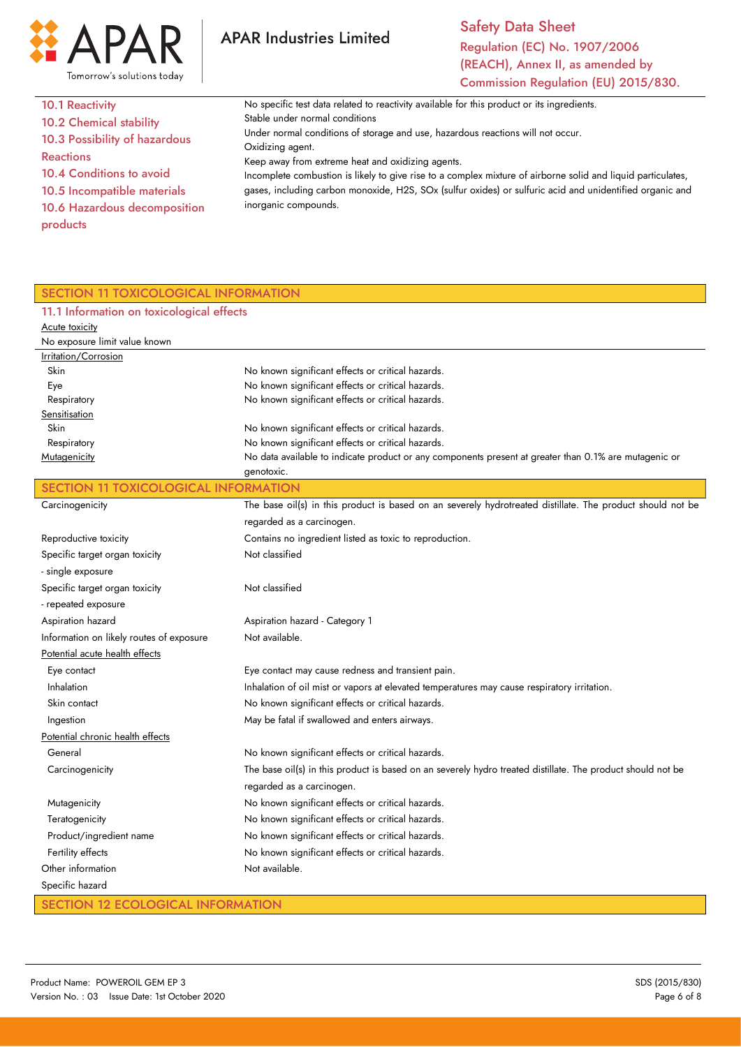| | |
|---|---|
| 10.1 Reactivity | No specific test data related to reactivity available for this product or its ingredients. |
| 10.2 Chemical stability | Stable under normal conditions |
| 10.3 Possibility of hazardous Reactions | Under normal conditions of storage and use, hazardous reactions will not occur. |
| 10.4 Conditions to avoid | Oxidizing agent. |
| 10.5 Incompatible materials | Keep away from extreme heat and oxidizing agents. |
| 10.6 Hazardous decomposition products | Incomplete combustion is likely to give rise to a complex mixture of airborne solid and liquid particulates, gases, including carbon monoxide, H2S, SOx (sulfur oxides) or sulfuric acid and unidentified organic and inorganic compounds. |

## SECTION 11 TOXICOLOGICAL INFORMATION

### 11.1 Information on toxicological effects

Acute toxicity

No exposure limit value known

| | |
|---|---|
| **Irritation/Corrosion** | |
| Skin | No known significant effects or critical hazards. |
| Eye | No known significant effects or critical hazards. |
| Respiratory | No known significant effects or critical hazards. |
| **Sensitisation** | |
| Skin | No known significant effects or critical hazards. |
| Respiratory | No known significant effects or critical hazards. |
| **Mutagenicity** | No data available to indicate product or any components present at greater than 0.1% are mutagenic or genotoxic. |

## SECTION 11 TOXICOLOGICAL INFORMATION

| | |
|---|---|
| Carcinogenicity | The base oil(s) in this product is based on an severely hydrotreated distillate. The product should not be regarded as a carcinogen. |
| Reproductive toxicity | Contains no ingredient listed as toxic to reproduction. |
| Specific target organ toxicity - single exposure | Not classified |
| Specific target organ toxicity - repeated exposure | Not classified |
| Aspiration hazard | Aspiration hazard - Category 1 |
| Information on likely routes of exposure | Not available. |
| **Potential acute health effects** | |
| Eye contact | Eye contact may cause redness and transient pain. |
| Inhalation | Inhalation of oil mist or vapors at elevated temperatures may cause respiratory irritation. |
| Skin contact | No known significant effects or critical hazards. |
| Ingestion | May be fatal if swallowed and enters airways. |
| **Potential chronic health effects** | |
| General | No known significant effects or critical hazards. |
| Carcinogenicity | The base oil(s) in this product is based on an severely hydro treated distillate. The product should not be regarded as a carcinogen. |
| Mutagenicity | No known significant effects or critical hazards. |
| Teratogenicity | No known significant effects or critical hazards. |
| Product/ingredient name | No known significant effects or critical hazards. |
| Fertility effects | No known significant effects or critical hazards. |
| Other information | Not available. |
| Specific hazard | |

## SECTION 12 ECOLOGICAL INFORMATION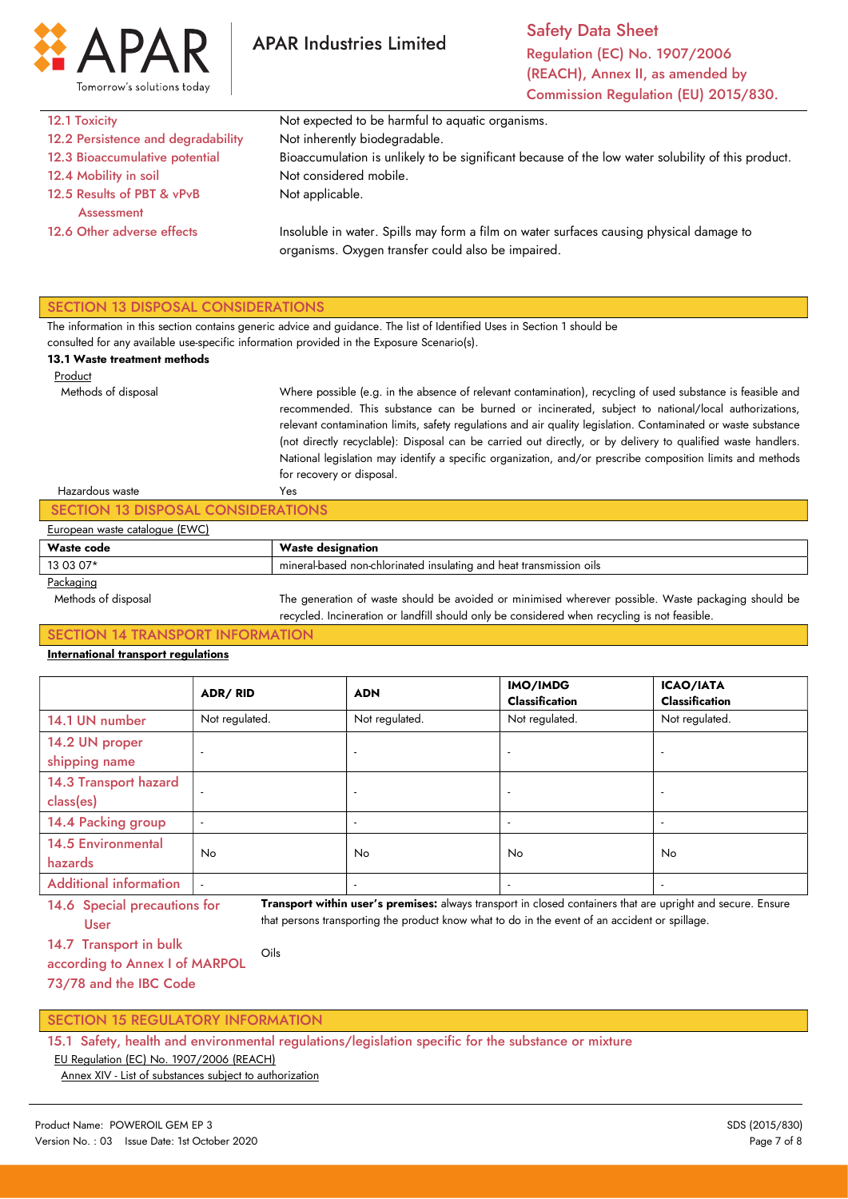| | |
|---|---|
| 12.1 Toxicity | Not expected to be harmful to aquatic organisms. |
| 12.2 Persistence and degradability | Not inherently biodegradable. |
| 12.3 Bioaccumulative potential | Bioaccumulation is unlikely to be significant because of the low water solubility of this product. |
| 12.4 Mobility in soil | Not considered mobile. |
| 12.5 Results of PBT & vPvB Assessment | Not applicable. |
| 12.6 Other adverse effects | Insoluble in water. Spills may form a film on water surfaces causing physical damage to organisms. Oxygen transfer could also be impaired. |

## SECTION 13 DISPOSAL CONSIDERATIONS

The information in this section contains generic advice and guidance. The list of Identified Uses in Section 1 should be consulted for any available use-specific information provided in the Exposure Scenario(s).

**13.1 Waste treatment methods**

Product

Methods of disposal: Where possible (e.g. in the absence of relevant contamination), recycling of used substance is feasible and recommended. This substance can be burned or incinerated, subject to national/local authorizations, relevant contamination limits, safety regulations and air quality legislation. Contaminated or waste substance (not directly recyclable): Disposal can be carried out directly, or by delivery to qualified waste handlers. National legislation may identify a specific organization, and/or prescribe composition limits and methods for recovery or disposal.

Hazardous waste: Yes

## SECTION 13 DISPOSAL CONSIDERATIONS

European waste catalogue (EWC)

| Waste code | Waste designation |
|---|---|
| 13 03 07* | mineral-based non-chlorinated insulating and heat transmission oils |

Packaging

Methods of disposal: The generation of waste should be avoided or minimised wherever possible. Waste packaging should be recycled. Incineration or landfill should only be considered when recycling is not feasible.

## SECTION 14 TRANSPORT INFORMATION

**International transport regulations**

| | ADR/ RID | ADN | IMO/IMDG Classification | ICAO/IATA Classification |
|---|---|---|---|---|
| 14.1 UN number | Not regulated. | Not regulated. | Not regulated. | Not regulated. |
| 14.2 UN proper shipping name | - | - | - | - |
| 14.3 Transport hazard class(es) | - | - | - | - |
| 14.4 Packing group | - | - | - | - |
| 14.5 Environmental hazards | No | No | No | No |
| Additional information | - | - | - | - |

14.6 Special precautions for User: **Transport within user's premises:** always transport in closed containers that are upright and secure. Ensure that persons transporting the product know what to do in the event of an accident or spillage.

14.7 Transport in bulk according to Annex I of MARPOL 73/78 and the IBC Code: Oils

## SECTION 15 REGULATORY INFORMATION

15.1 Safety, health and environmental regulations/legislation specific for the substance or mixture

EU Regulation (EC) No. 1907/2006 (REACH)

Annex XIV - List of substances subject to authorization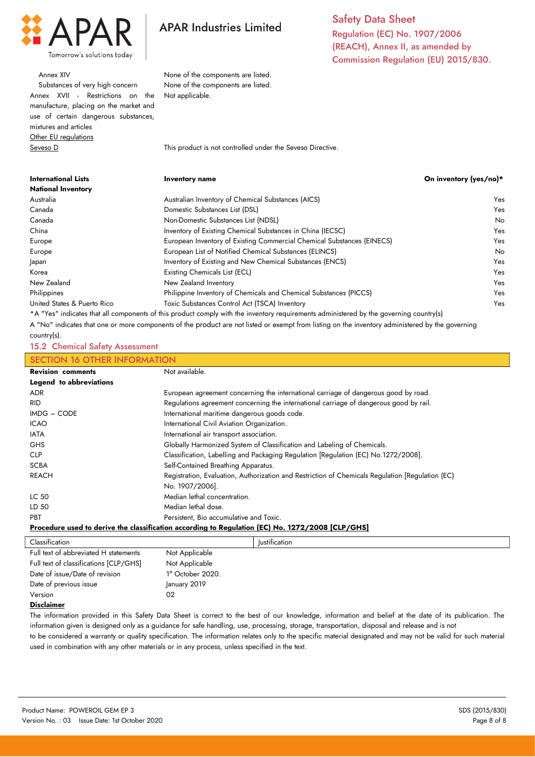| | |
|---|---|
| Annex XIV | None of the components are listed. |
| Substances of very high concern | None of the components are listed. |
| Annex XVII - Restrictions on the manufacture, placing on the market and use of certain dangerous substances, mixtures and articles | Not applicable. |
| Other EU regulations | |
| Seveso D | This product is not controlled under the Seveso Directive. |

| International Lists | Inventory name | On inventory (yes/no)* |
|---|---|---|
| **National Inventory** | | |
| Australia | Australian Inventory of Chemical Substances (AICS) | Yes |
| Canada | Domestic Substances List (DSL) | Yes |
| Canada | Non-Domestic Substances List (NDSL) | No |
| China | Inventory of Existing Chemical Substances in China (IECSC) | Yes |
| Europe | European Inventory of Existing Commercial Chemical Substances (EINECS) | Yes |
| Europe | European List of Notified Chemical Substances (ELINCS) | No |
| Japan | Inventory of Existing and New Chemical Substances (ENCS) | Yes |
| Korea | Existing Chemicals List (ECL) | Yes |
| New Zealand | New Zealand Inventory | Yes |
| Philippines | Philippine Inventory of Chemicals and Chemical Substances (PICCS) | Yes |
| United States & Puerto Rico | Toxic Substances Control Act (TSCA) Inventory | Yes |

*A "Yes" indicates that all components of this product comply with the inventory requirements administered by the governing country(s)

A "No" indicates that one or more components of the product are not listed or exempt from listing on the inventory administered by the governing country(s).

### 15.2 Chemical Safety Assessment

## SECTION 16 OTHER INFORMATION

**Revision comments** Not available.

**Legend to abbreviations**

| | |
|---|---|
| ADR | European agreement concerning the international carriage of dangerous good by road. |
| RID | Regulations agreement concerning the international carriage of dangerous good by rail. |
| IMDG – CODE | International maritime dangerous goods code. |
| ICAO | International Civil Aviation Organization. |
| IATA | International air transport association. |
| GHS | Globally Harmonized System of Classification and Labeling of Chemicals. |
| CLP | Classification, Labelling and Packaging Regulation [Regulation (EC) No.1272/2008]. |
| SCBA | Self-Contained Breathing Apparatus. |
| REACH | Registration, Evaluation, Authorization and Restriction of Chemicals Regulation [Regulation (EC) No. 1907/2006]. |
| LC 50 | Median lethal concentration. |
| LD 50 | Median lethal dose. |
| PBT | Persistent, Bio accumulative and Toxic. |

**Procedure used to derive the classification according to Regulation (EC) No. 1272/2008 [CLP/GHS]**

| Classification | Justification |
|---|---|
| | |

| | |
|---|---|
| Full text of abbreviated H statements | Not Applicable |
| Full text of classifications [CLP/GHS] | Not Applicable |
| Date of issue/Date of revision | 1st October 2020. |
| Date of previous issue | January 2019 |
| Version | 02 |

**Disclaimer**

The information provided in this Safety Data Sheet is correct to the best of our knowledge, information and belief at the date of its publication. The information given is designed only as a guidance for safe handling, use, processing, storage, transportation, disposal and release and is not to be considered a warranty or quality specification. The information relates only to the specific material designated and may not be valid for such material used in combination with any other materials or in any process, unless specified in the text.